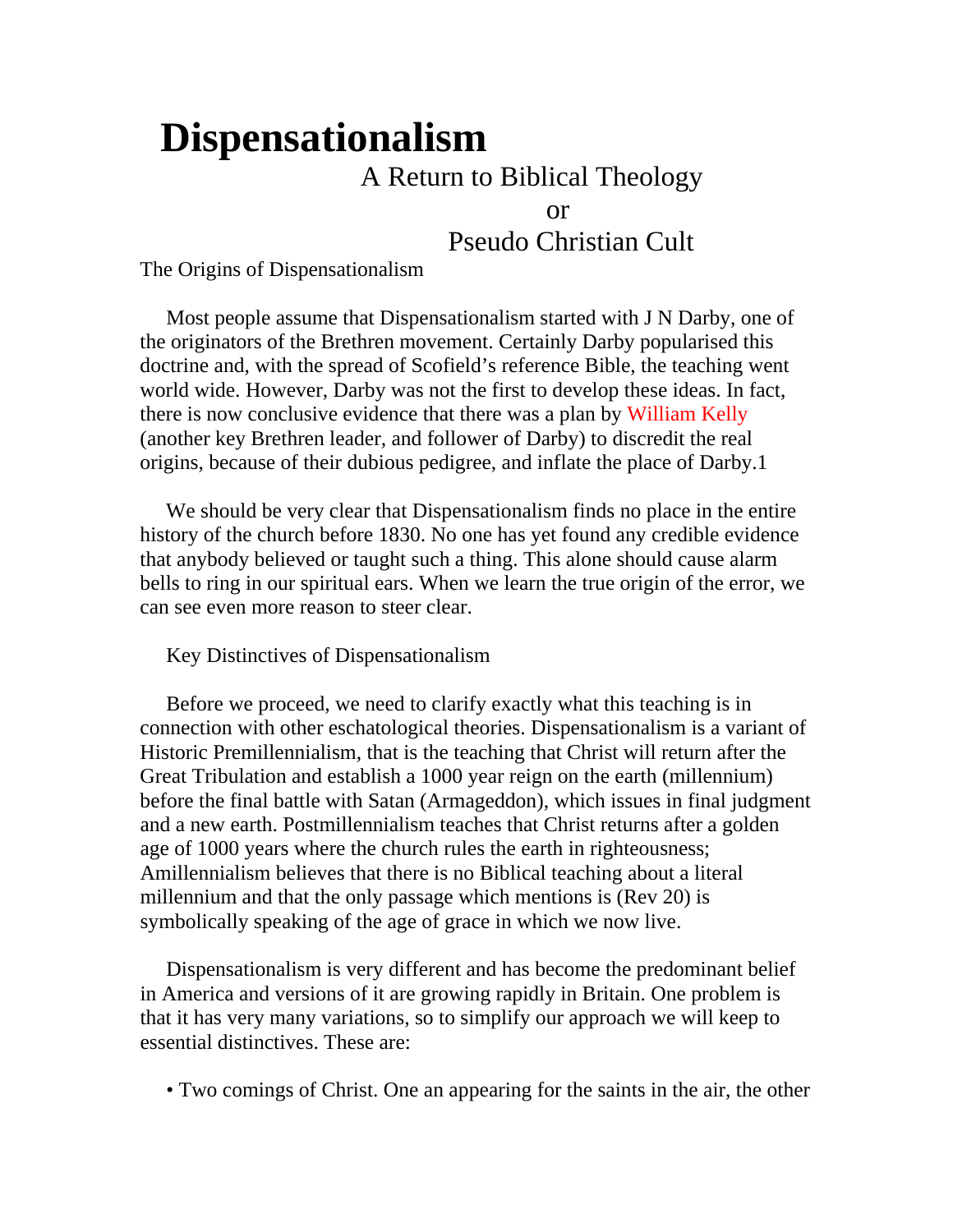# Dispensationalism

A Return to Biblical Theology

or

Pseudo Christian Cult

The Origins of Dispensationalism

Most people assume that Dispensationalism started with J N Darby, one of the originators of the Brethren movement. Certainly Darby popularised this doctrine and, with the spread of Scofield's reference Bible, the teaching went world wide. However, Darby was not the first to develop these ideas. In fact, there is now conclusive evidence that there was a plan by William Kelly (another key Brethren leader, and follower of Darby) to discredit the real origins, because of their dubious pedigree, and inflate the place of Darby.[1]

We should be very clear that Dispensationalism finds no place in the entire history of the church before 1830. No one has yet found any credible evidence that anybody believed or taught such a thing. This alone should cause alarm bells to ring in our spiritual ears. When we learn the true origin of the error, we can see even more reason to steer clear.

Key Distinctives of Dispensationalism

Before we proceed, we need to clarify exactly what this teaching is in connection with other eschatological theories. Dispensationalism is a variant of Historic Premillennialism, that is the teaching that Christ will return after the Great Tribulation and establish a 1000 year reign on the earth (millennium) before the final battle with Satan (Armageddon), which issues in final judgment and a new earth. Postmillennialism teaches that Christ returns after a golden age of 1000 years where the church rules the earth in righteousness; Amillennialism believes that there is no Biblical teaching about a literal millennium and that the only passage which mentions is (Rev 20) is symbolically speaking of the age of grace in which we now live.

Dispensationalism is very different and has become the predominant belief in America and versions of it are growing rapidly in Britain. One problem is that it has very many variations, so to simplify our approach we will keep to essential distinctives. These are:

- Two comings of Christ. One an appearing for the saints in the air, the other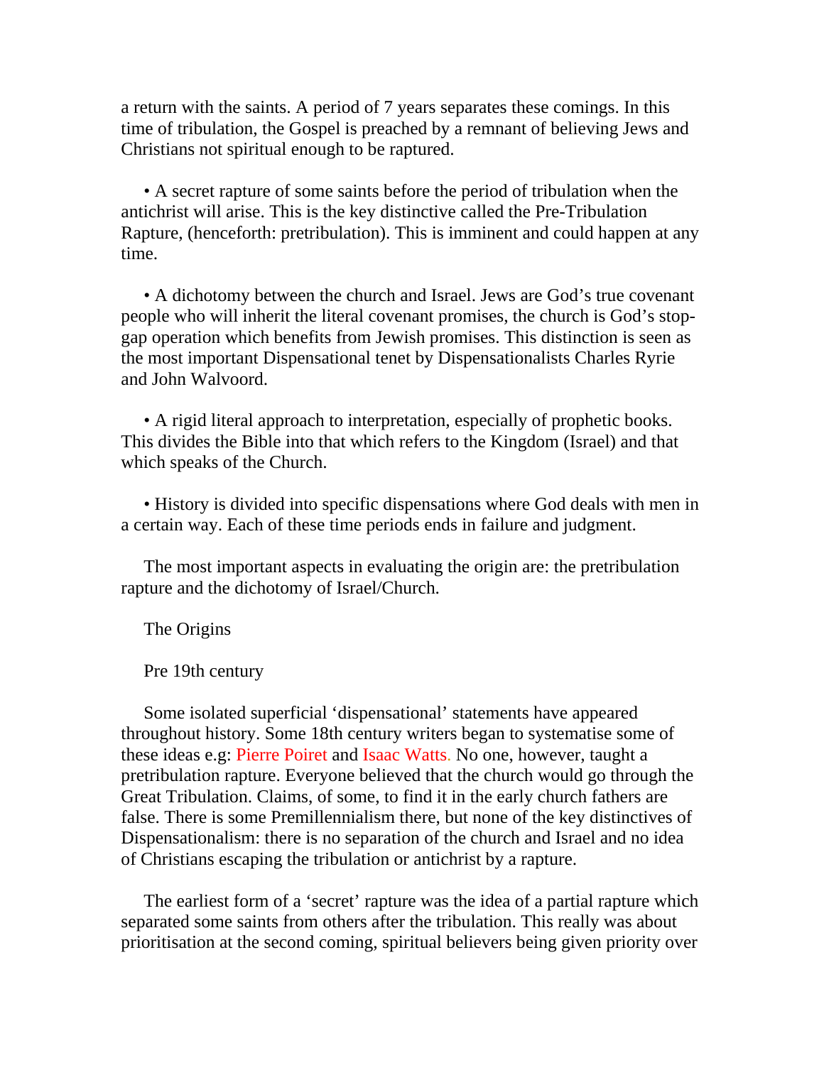a return with the saints. A period of 7 years separates these comings. In this time of tribulation, the Gospel is preached by a remnant of believing Jews and Christians not spiritual enough to be raptured.

• A secret rapture of some saints before the period of tribulation when the antichrist will arise. This is the key distinctive called the Pre-Tribulation Rapture, (henceforth: pretribulation). This is imminent and could happen at any time.

• A dichotomy between the church and Israel. Jews are God's true covenant people who will inherit the literal covenant promises, the church is God's stop-gap operation which benefits from Jewish promises. This distinction is seen as the most important Dispensational tenet by Dispensationalists Charles Ryrie and John Walvoord.

• A rigid literal approach to interpretation, especially of prophetic books. This divides the Bible into that which refers to the Kingdom (Israel) and that which speaks of the Church.

• History is divided into specific dispensations where God deals with men in a certain way. Each of these time periods ends in failure and judgment.

The most important aspects in evaluating the origin are: the pretribulation rapture and the dichotomy of Israel/Church.

## The Origins

### Pre 19th century

Some isolated superficial 'dispensational' statements have appeared throughout history. Some 18th century writers began to systematise some of these ideas e.g: Pierre Poiret and Isaac Watts. No one, however, taught a pretribulation rapture. Everyone believed that the church would go through the Great Tribulation. Claims, of some, to find it in the early church fathers are false. There is some Premillennialism there, but none of the key distinctives of Dispensationalism: there is no separation of the church and Israel and no idea of Christians escaping the tribulation or antichrist by a rapture.

The earliest form of a 'secret' rapture was the idea of a partial rapture which separated some saints from others after the tribulation. This really was about prioritisation at the second coming, spiritual believers being given priority over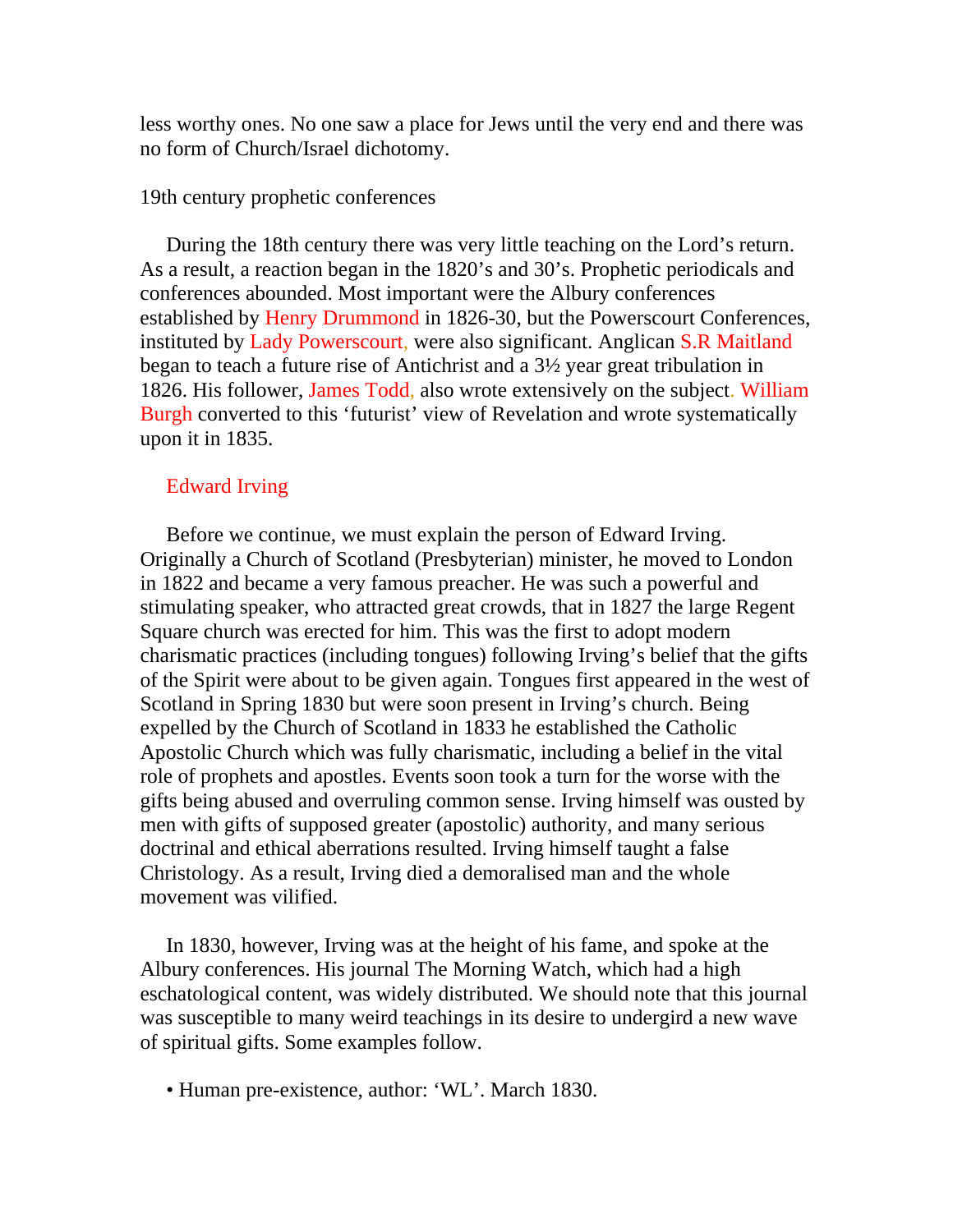less worthy ones. No one saw a place for Jews until the very end and there was no form of Church/Israel dichotomy.

## 19th century prophetic conferences

During the 18th century there was very little teaching on the Lord's return. As a result, a reaction began in the 1820's and 30's. Prophetic periodicals and conferences abounded. Most important were the Albury conferences established by Henry Drummond in 1826-30, but the Powerscourt Conferences, instituted by Lady Powerscourt, were also significant. Anglican S.R Maitland began to teach a future rise of Antichrist and a 3½ year great tribulation in 1826. His follower, James Todd, also wrote extensively on the subject. William Burgh converted to this 'futurist' view of Revelation and wrote systematically upon it in 1835.

### Edward Irving

Before we continue, we must explain the person of Edward Irving. Originally a Church of Scotland (Presbyterian) minister, he moved to London in 1822 and became a very famous preacher. He was such a powerful and stimulating speaker, who attracted great crowds, that in 1827 the large Regent Square church was erected for him. This was the first to adopt modern charismatic practices (including tongues) following Irving's belief that the gifts of the Spirit were about to be given again. Tongues first appeared in the west of Scotland in Spring 1830 but were soon present in Irving's church. Being expelled by the Church of Scotland in 1833 he established the Catholic Apostolic Church which was fully charismatic, including a belief in the vital role of prophets and apostles. Events soon took a turn for the worse with the gifts being abused and overruling common sense. Irving himself was ousted by men with gifts of supposed greater (apostolic) authority, and many serious doctrinal and ethical aberrations resulted. Irving himself taught a false Christology. As a result, Irving died a demoralised man and the whole movement was vilified.

In 1830, however, Irving was at the height of his fame, and spoke at the Albury conferences. His journal The Morning Watch, which had a high eschatological content, was widely distributed. We should note that this journal was susceptible to many weird teachings in its desire to undergird a new wave of spiritual gifts. Some examples follow.

- Human pre-existence, author: 'WL'. March 1830.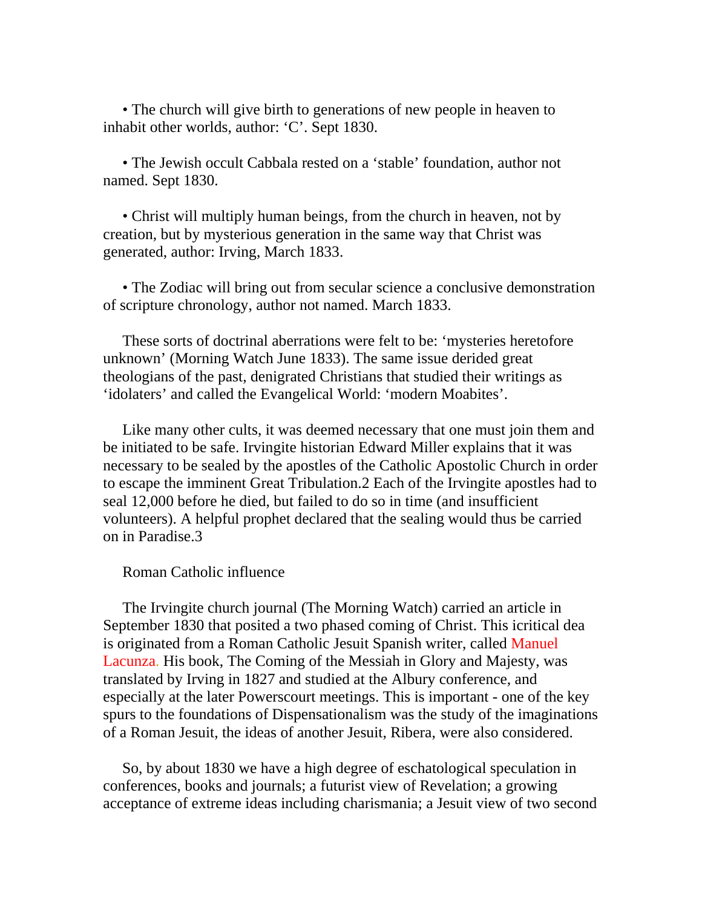- The church will give birth to generations of new people in heaven to inhabit other worlds, author: 'C'. Sept 1830.

- The Jewish occult Cabbala rested on a 'stable' foundation, author not named. Sept 1830.

- Christ will multiply human beings, from the church in heaven, not by creation, but by mysterious generation in the same way that Christ was generated, author: Irving, March 1833.

- The Zodiac will bring out from secular science a conclusive demonstration of scripture chronology, author not named. March 1833.

These sorts of doctrinal aberrations were felt to be: 'mysteries heretofore unknown' (Morning Watch June 1833). The same issue derided great theologians of the past, denigrated Christians that studied their writings as 'idolaters' and called the Evangelical World: 'modern Moabites'.

Like many other cults, it was deemed necessary that one must join them and be initiated to be safe. Irvingite historian Edward Miller explains that it was necessary to be sealed by the apostles of the Catholic Apostolic Church in order to escape the imminent Great Tribulation.2 Each of the Irvingite apostles had to seal 12,000 before he died, but failed to do so in time (and insufficient volunteers). A helpful prophet declared that the sealing would thus be carried on in Paradise.3

Roman Catholic influence

The Irvingite church journal (The Morning Watch) carried an article in September 1830 that posited a two phased coming of Christ. This icritical dea is originated from a Roman Catholic Jesuit Spanish writer, called Manuel Lacunza. His book, The Coming of the Messiah in Glory and Majesty, was translated by Irving in 1827 and studied at the Albury conference, and especially at the later Powerscourt meetings. This is important - one of the key spurs to the foundations of Dispensationalism was the study of the imaginations of a Roman Jesuit, the ideas of another Jesuit, Ribera, were also considered.

So, by about 1830 we have a high degree of eschatological speculation in conferences, books and journals; a futurist view of Revelation; a growing acceptance of extreme ideas including charismania; a Jesuit view of two second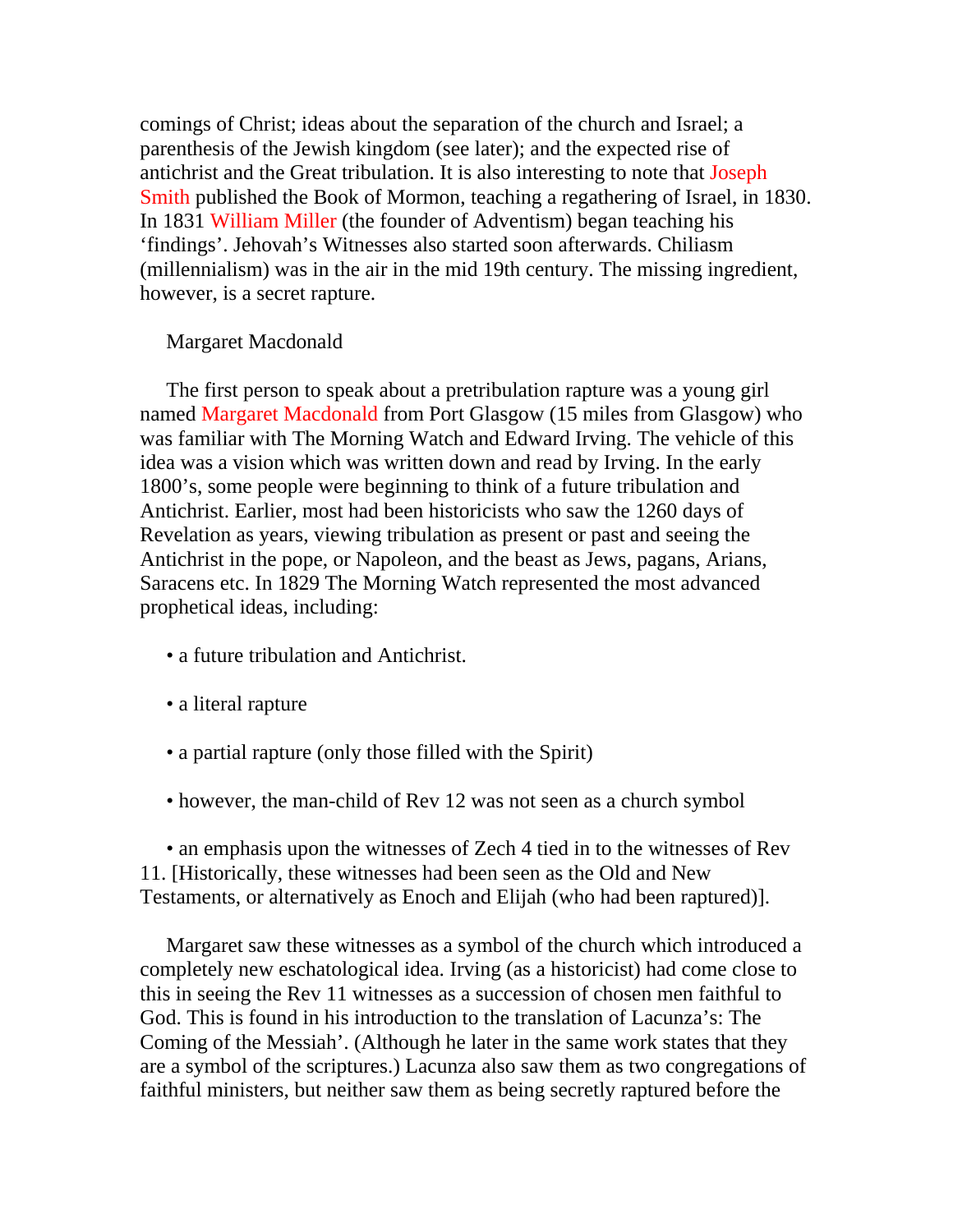comings of Christ; ideas about the separation of the church and Israel; a parenthesis of the Jewish kingdom (see later); and the expected rise of antichrist and the Great tribulation. It is also interesting to note that Joseph Smith published the Book of Mormon, teaching a regathering of Israel, in 1830. In 1831 William Miller (the founder of Adventism) began teaching his 'findings'. Jehovah's Witnesses also started soon afterwards. Chiliasm (millennialism) was in the air in the mid 19th century. The missing ingredient, however, is a secret rapture.

## Margaret Macdonald

The first person to speak about a pretribulation rapture was a young girl named Margaret Macdonald from Port Glasgow (15 miles from Glasgow) who was familiar with The Morning Watch and Edward Irving. The vehicle of this idea was a vision which was written down and read by Irving. In the early 1800's, some people were beginning to think of a future tribulation and Antichrist. Earlier, most had been historicists who saw the 1260 days of Revelation as years, viewing tribulation as present or past and seeing the Antichrist in the pope, or Napoleon, and the beast as Jews, pagans, Arians, Saracens etc. In 1829 The Morning Watch represented the most advanced prophetical ideas, including:

- a future tribulation and Antichrist.
- a literal rapture
- a partial rapture (only those filled with the Spirit)
- however, the man-child of Rev 12 was not seen as a church symbol
- an emphasis upon the witnesses of Zech 4 tied in to the witnesses of Rev 11. [Historically, these witnesses had been seen as the Old and New Testaments, or alternatively as Enoch and Elijah (who had been raptured)].

Margaret saw these witnesses as a symbol of the church which introduced a completely new eschatological idea. Irving (as a historicist) had come close to this in seeing the Rev 11 witnesses as a succession of chosen men faithful to God. This is found in his introduction to the translation of Lacunza's: The Coming of the Messiah'. (Although he later in the same work states that they are a symbol of the scriptures.) Lacunza also saw them as two congregations of faithful ministers, but neither saw them as being secretly raptured before the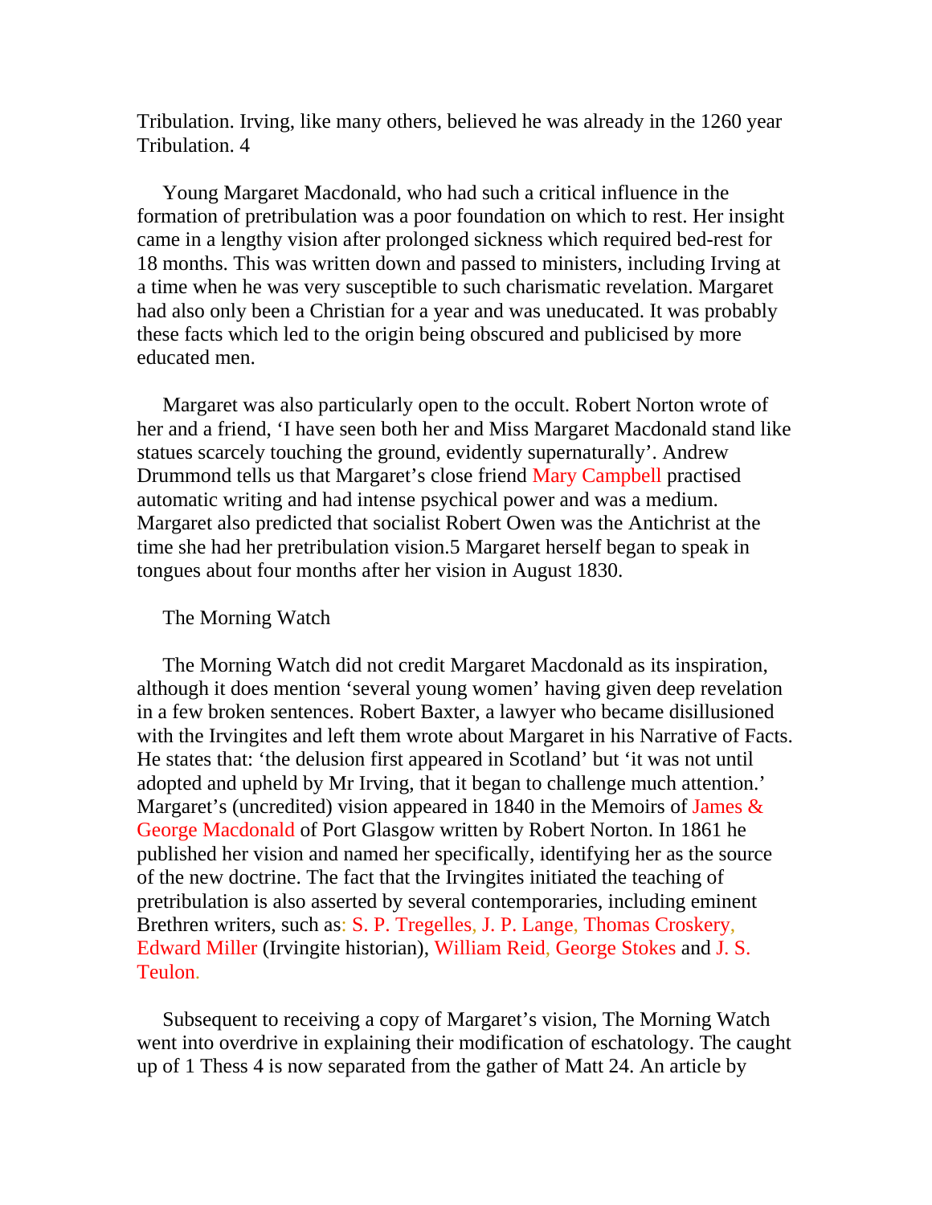Tribulation. Irving, like many others, believed he was already in the 1260 year Tribulation. 4

Young Margaret Macdonald, who had such a critical influence in the formation of pretribulation was a poor foundation on which to rest. Her insight came in a lengthy vision after prolonged sickness which required bed-rest for 18 months. This was written down and passed to ministers, including Irving at a time when he was very susceptible to such charismatic revelation. Margaret had also only been a Christian for a year and was uneducated. It was probably these facts which led to the origin being obscured and publicised by more educated men.

Margaret was also particularly open to the occult. Robert Norton wrote of her and a friend, 'I have seen both her and Miss Margaret Macdonald stand like statues scarcely touching the ground, evidently supernaturally'. Andrew Drummond tells us that Margaret's close friend Mary Campbell practised automatic writing and had intense psychical power and was a medium. Margaret also predicted that socialist Robert Owen was the Antichrist at the time she had her pretribulation vision.5 Margaret herself began to speak in tongues about four months after her vision in August 1830.

The Morning Watch

The Morning Watch did not credit Margaret Macdonald as its inspiration, although it does mention 'several young women' having given deep revelation in a few broken sentences. Robert Baxter, a lawyer who became disillusioned with the Irvingites and left them wrote about Margaret in his Narrative of Facts. He states that: 'the delusion first appeared in Scotland' but 'it was not until adopted and upheld by Mr Irving, that it began to challenge much attention.' Margaret's (uncredited) vision appeared in 1840 in the Memoirs of James & George Macdonald of Port Glasgow written by Robert Norton. In 1861 he published her vision and named her specifically, identifying her as the source of the new doctrine. The fact that the Irvingites initiated the teaching of pretribulation is also asserted by several contemporaries, including eminent Brethren writers, such as: S. P. Tregelles, J. P. Lange, Thomas Croskery, Edward Miller (Irvingite historian), William Reid, George Stokes and J. S. Teulon.

Subsequent to receiving a copy of Margaret's vision, The Morning Watch went into overdrive in explaining their modification of eschatology. The caught up of 1 Thess 4 is now separated from the gather of Matt 24. An article by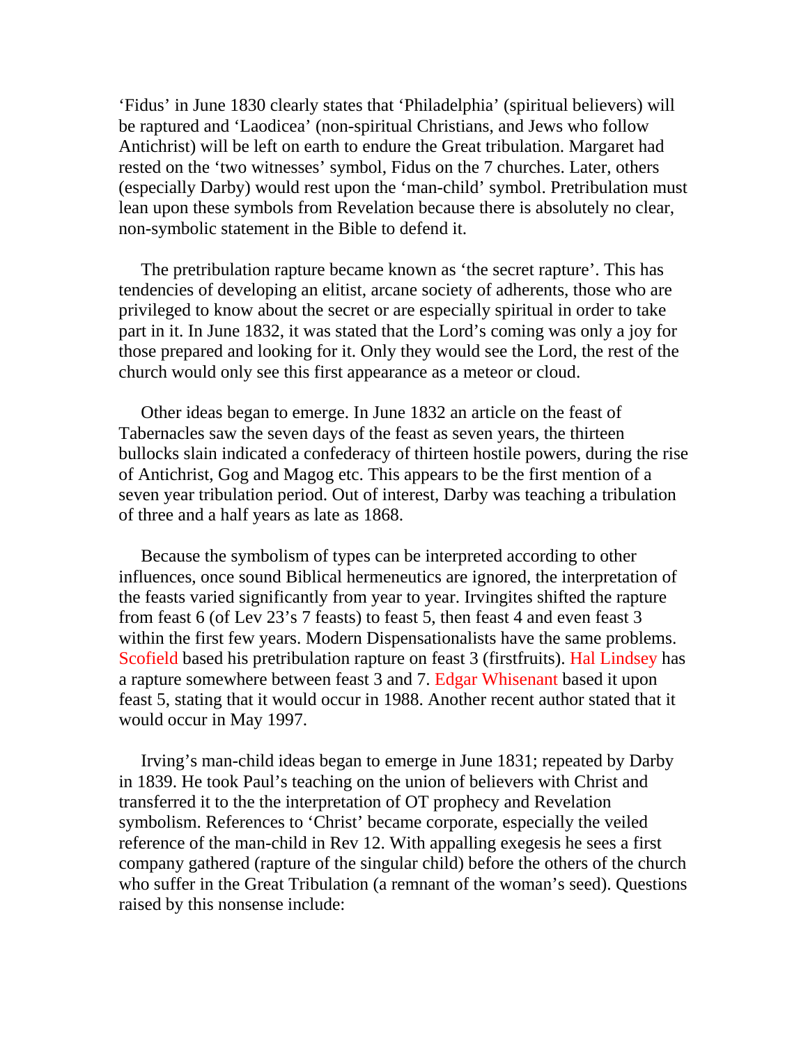'Fidus' in June 1830 clearly states that 'Philadelphia' (spiritual believers) will be raptured and 'Laodicea' (non-spiritual Christians, and Jews who follow Antichrist) will be left on earth to endure the Great tribulation. Margaret had rested on the 'two witnesses' symbol, Fidus on the 7 churches. Later, others (especially Darby) would rest upon the 'man-child' symbol. Pretribulation must lean upon these symbols from Revelation because there is absolutely no clear, non-symbolic statement in the Bible to defend it.

The pretribulation rapture became known as 'the secret rapture'. This has tendencies of developing an elitist, arcane society of adherents, those who are privileged to know about the secret or are especially spiritual in order to take part in it. In June 1832, it was stated that the Lord's coming was only a joy for those prepared and looking for it. Only they would see the Lord, the rest of the church would only see this first appearance as a meteor or cloud.

Other ideas began to emerge. In June 1832 an article on the feast of Tabernacles saw the seven days of the feast as seven years, the thirteen bullocks slain indicated a confederacy of thirteen hostile powers, during the rise of Antichrist, Gog and Magog etc. This appears to be the first mention of a seven year tribulation period. Out of interest, Darby was teaching a tribulation of three and a half years as late as 1868.

Because the symbolism of types can be interpreted according to other influences, once sound Biblical hermeneutics are ignored, the interpretation of the feasts varied significantly from year to year. Irvingites shifted the rapture from feast 6 (of Lev 23's 7 feasts) to feast 5, then feast 4 and even feast 3 within the first few years. Modern Dispensationalists have the same problems. Scofield based his pretribulation rapture on feast 3 (firstfruits). Hal Lindsey has a rapture somewhere between feast 3 and 7. Edgar Whisenant based it upon feast 5, stating that it would occur in 1988. Another recent author stated that it would occur in May 1997.

Irving's man-child ideas began to emerge in June 1831; repeated by Darby in 1839. He took Paul's teaching on the union of believers with Christ and transferred it to the the interpretation of OT prophecy and Revelation symbolism. References to 'Christ' became corporate, especially the veiled reference of the man-child in Rev 12. With appalling exegesis he sees a first company gathered (rapture of the singular child) before the others of the church who suffer in the Great Tribulation (a remnant of the woman's seed). Questions raised by this nonsense include: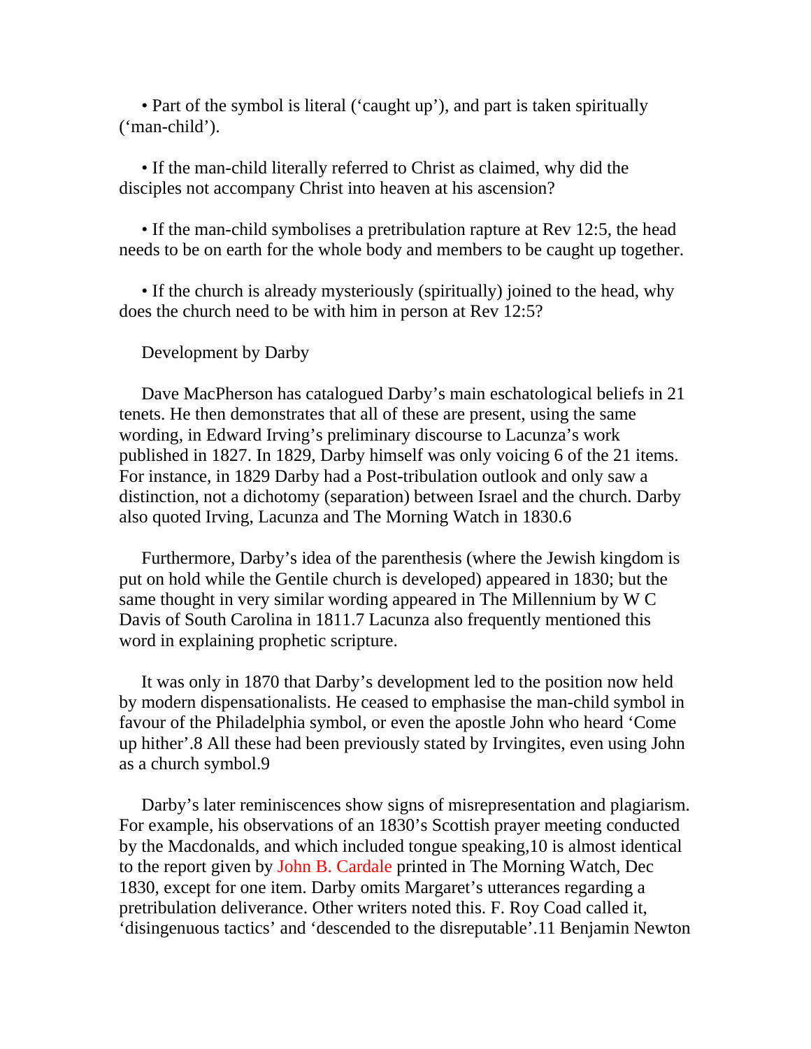- Part of the symbol is literal (‘caught up’), and part is taken spiritually (‘man-child’).

- If the man-child literally referred to Christ as claimed, why did the disciples not accompany Christ into heaven at his ascension?

- If the man-child symbolises a pretribulation rapture at Rev 12:5, the head needs to be on earth for the whole body and members to be caught up together.

- If the church is already mysteriously (spiritually) joined to the head, why does the church need to be with him in person at Rev 12:5?

## Development by Darby

Dave MacPherson has catalogued Darby’s main eschatological beliefs in 21 tenets. He then demonstrates that all of these are present, using the same wording, in Edward Irving’s preliminary discourse to Lacunza’s work published in 1827. In 1829, Darby himself was only voicing 6 of the 21 items. For instance, in 1829 Darby had a Post-tribulation outlook and only saw a distinction, not a dichotomy (separation) between Israel and the church. Darby also quoted Irving, Lacunza and The Morning Watch in 1830.6

Furthermore, Darby’s idea of the parenthesis (where the Jewish kingdom is put on hold while the Gentile church is developed) appeared in 1830; but the same thought in very similar wording appeared in The Millennium by W C Davis of South Carolina in 1811.7 Lacunza also frequently mentioned this word in explaining prophetic scripture.

It was only in 1870 that Darby’s development led to the position now held by modern dispensationalists. He ceased to emphasise the man-child symbol in favour of the Philadelphia symbol, or even the apostle John who heard ‘Come up hither’.8 All these had been previously stated by Irvingites, even using John as a church symbol.9

Darby’s later reminiscences show signs of misrepresentation and plagiarism. For example, his observations of an 1830’s Scottish prayer meeting conducted by the Macdonalds, and which included tongue speaking,10 is almost identical to the report given by John B. Cardale printed in The Morning Watch, Dec 1830, except for one item. Darby omits Margaret’s utterances regarding a pretribulation deliverance. Other writers noted this. F. Roy Coad called it, ‘disingenuous tactics’ and ‘descended to the disreputable’.11 Benjamin Newton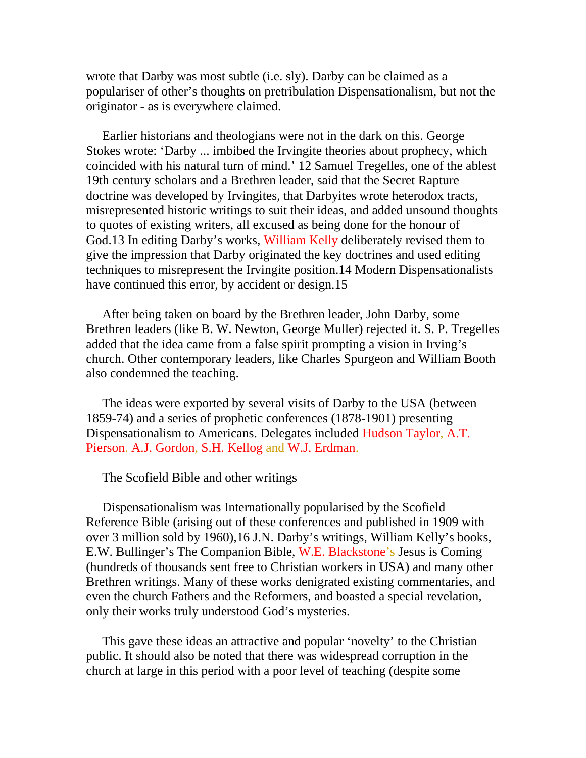wrote that Darby was most subtle (i.e. sly). Darby can be claimed as a populariser of other's thoughts on pretribulation Dispensationalism, but not the originator - as is everywhere claimed.

Earlier historians and theologians were not in the dark on this. George Stokes wrote: 'Darby ... imbibed the Irvingite theories about prophecy, which coincided with his natural turn of mind.' 12 Samuel Tregelles, one of the ablest 19th century scholars and a Brethren leader, said that the Secret Rapture doctrine was developed by Irvingites, that Darbyites wrote heterodox tracts, misrepresented historic writings to suit their ideas, and added unsound thoughts to quotes of existing writers, all excused as being done for the honour of God.13 In editing Darby's works, William Kelly deliberately revised them to give the impression that Darby originated the key doctrines and used editing techniques to misrepresent the Irvingite position.14 Modern Dispensationalists have continued this error, by accident or design.15

After being taken on board by the Brethren leader, John Darby, some Brethren leaders (like B. W. Newton, George Muller) rejected it. S. P. Tregelles added that the idea came from a false spirit prompting a vision in Irving's church. Other contemporary leaders, like Charles Spurgeon and William Booth also condemned the teaching.

The ideas were exported by several visits of Darby to the USA (between 1859-74) and a series of prophetic conferences (1878-1901) presenting Dispensationalism to Americans. Delegates included Hudson Taylor, A.T. Pierson. A.J. Gordon, S.H. Kellog and W.J. Erdman.

The Scofield Bible and other writings

Dispensationalism was Internationally popularised by the Scofield Reference Bible (arising out of these conferences and published in 1909 with over 3 million sold by 1960),16 J.N. Darby's writings, William Kelly's books, E.W. Bullinger's The Companion Bible, W.E. Blackstone's Jesus is Coming (hundreds of thousands sent free to Christian workers in USA) and many other Brethren writings. Many of these works denigrated existing commentaries, and even the church Fathers and the Reformers, and boasted a special revelation, only their works truly understood God's mysteries.

This gave these ideas an attractive and popular 'novelty' to the Christian public. It should also be noted that there was widespread corruption in the church at large in this period with a poor level of teaching (despite some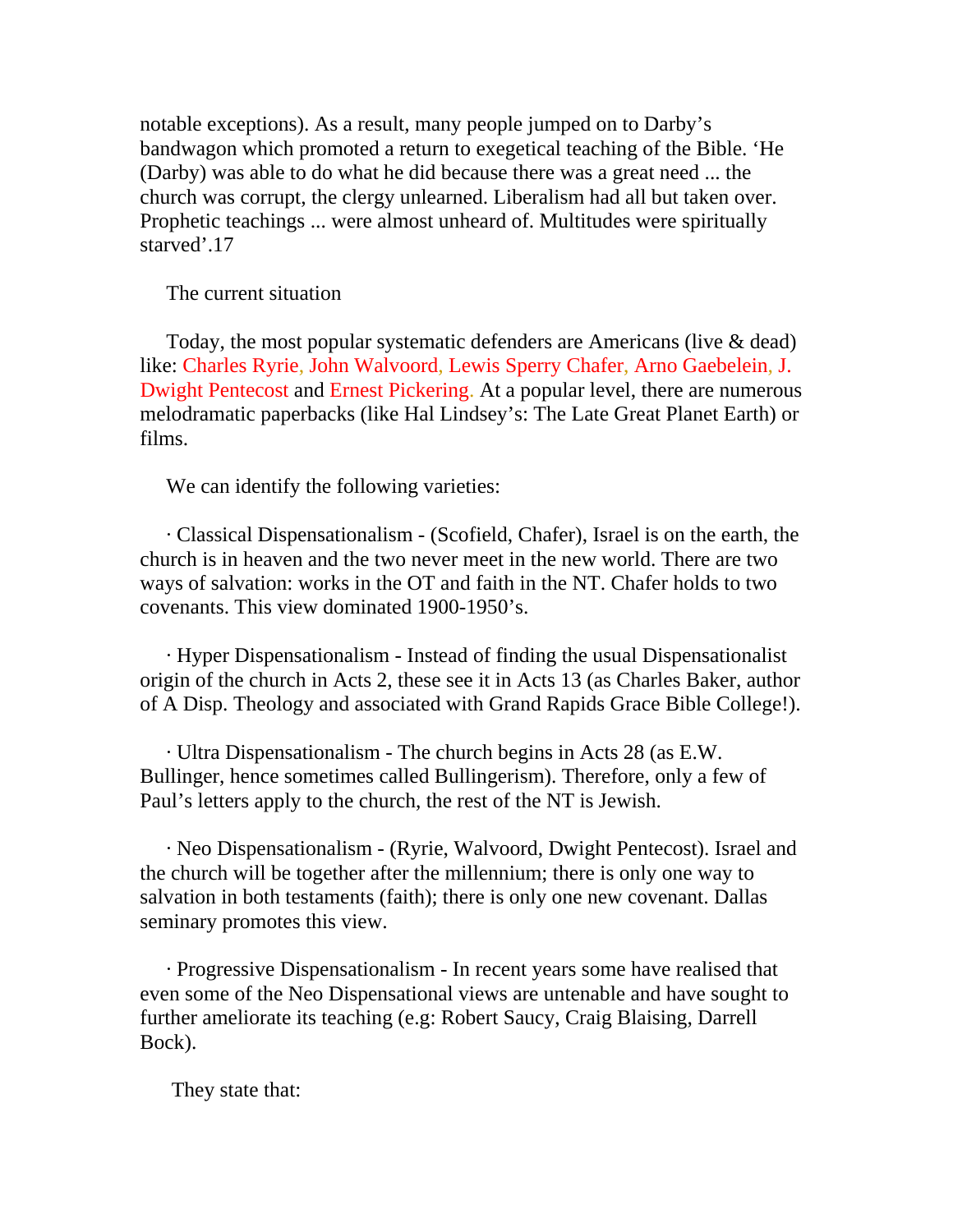notable exceptions). As a result, many people jumped on to Darby's bandwagon which promoted a return to exegetical teaching of the Bible. 'He (Darby) was able to do what he did because there was a great need ... the church was corrupt, the clergy unlearned. Liberalism had all but taken over. Prophetic teachings ... were almost unheard of. Multitudes were spiritually starved'.17

The current situation

Today, the most popular systematic defenders are Americans (live & dead) like: Charles Ryrie, John Walvoord, Lewis Sperry Chafer, Arno Gaebelein, J. Dwight Pentecost and Ernest Pickering. At a popular level, there are numerous melodramatic paperbacks (like Hal Lindsey's: The Late Great Planet Earth) or films.

We can identify the following varieties:

- Classical Dispensationalism - (Scofield, Chafer), Israel is on the earth, the church is in heaven and the two never meet in the new world. There are two ways of salvation: works in the OT and faith in the NT. Chafer holds to two covenants. This view dominated 1900-1950's.

- Hyper Dispensationalism - Instead of finding the usual Dispensationalist origin of the church in Acts 2, these see it in Acts 13 (as Charles Baker, author of A Disp. Theology and associated with Grand Rapids Grace Bible College!).

- Ultra Dispensationalism - The church begins in Acts 28 (as E.W. Bullinger, hence sometimes called Bullingerism). Therefore, only a few of Paul's letters apply to the church, the rest of the NT is Jewish.

- Neo Dispensationalism - (Ryrie, Walvoord, Dwight Pentecost). Israel and the church will be together after the millennium; there is only one way to salvation in both testaments (faith); there is only one new covenant. Dallas seminary promotes this view.

- Progressive Dispensationalism - In recent years some have realised that even some of the Neo Dispensational views are untenable and have sought to further ameliorate its teaching (e.g: Robert Saucy, Craig Blaising, Darrell Bock).

They state that: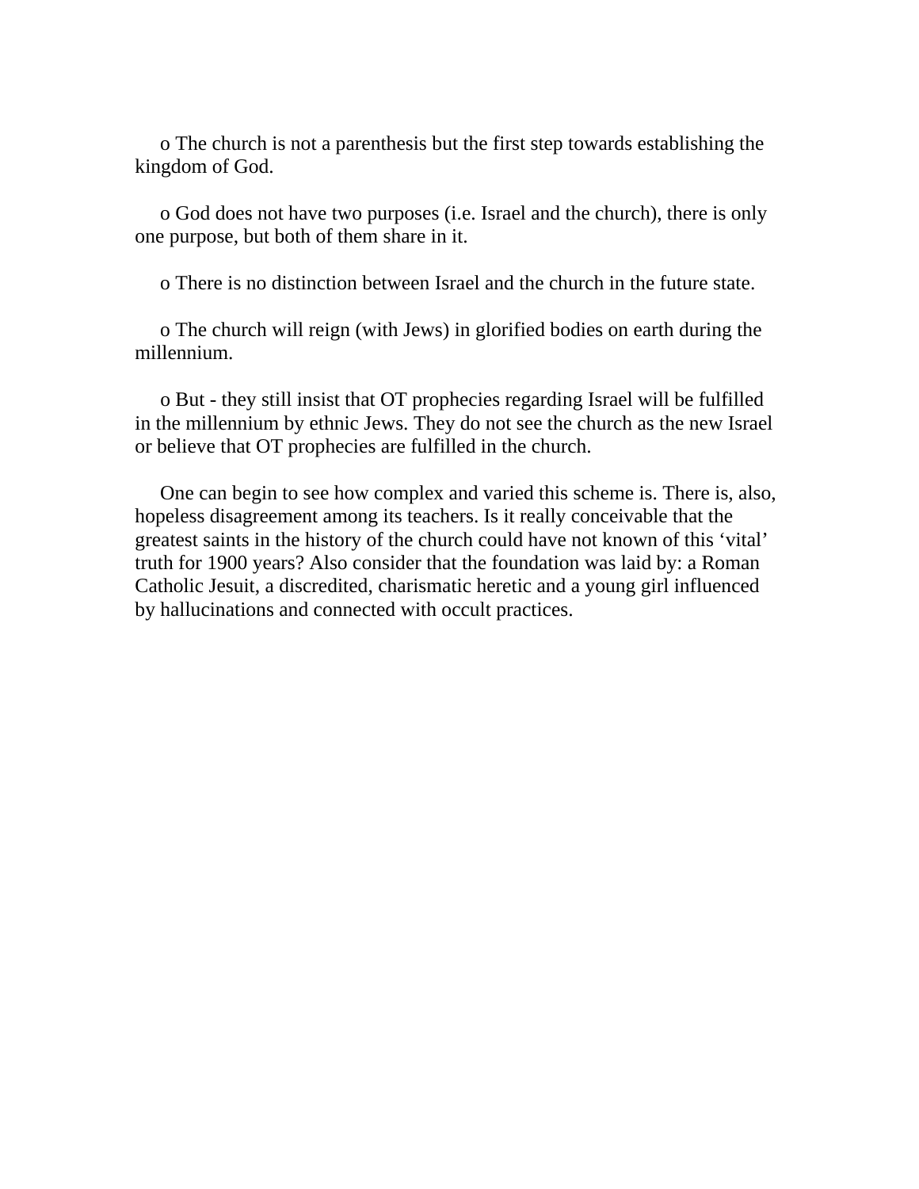- The church is not a parenthesis but the first step towards establishing the kingdom of God.

- God does not have two purposes (i.e. Israel and the church), there is only one purpose, but both of them share in it.

- There is no distinction between Israel and the church in the future state.

- The church will reign (with Jews) in glorified bodies on earth during the millennium.

- But - they still insist that OT prophecies regarding Israel will be fulfilled in the millennium by ethnic Jews. They do not see the church as the new Israel or believe that OT prophecies are fulfilled in the church.

One can begin to see how complex and varied this scheme is. There is, also, hopeless disagreement among its teachers. Is it really conceivable that the greatest saints in the history of the church could have not known of this 'vital' truth for 1900 years? Also consider that the foundation was laid by: a Roman Catholic Jesuit, a discredited, charismatic heretic and a young girl influenced by hallucinations and connected with occult practices.